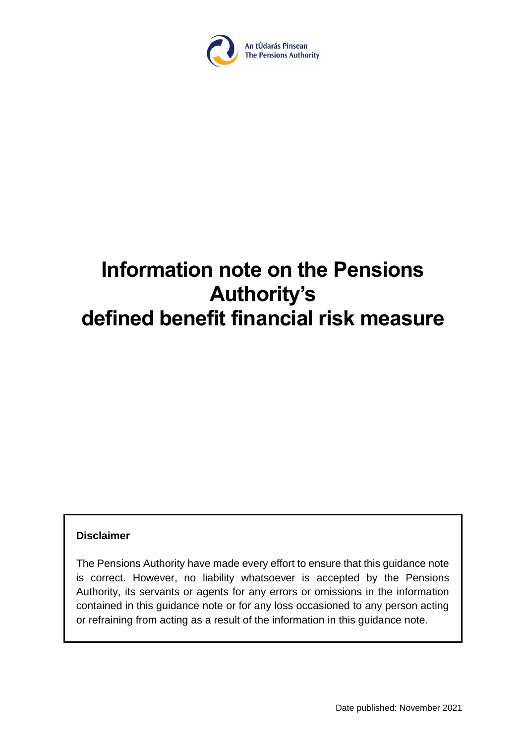An tÚdarás Pinsean
The Pensions Authority

# Information note on the Pensions Authority's defined benefit financial risk measure

**Disclaimer**

The Pensions Authority have made every effort to ensure that this guidance note is correct. However, no liability whatsoever is accepted by the Pensions Authority, its servants or agents for any errors or omissions in the information contained in this guidance note or for any loss occasioned to any person acting or refraining from acting as a result of the information in this guidance note.

Date published: November 2021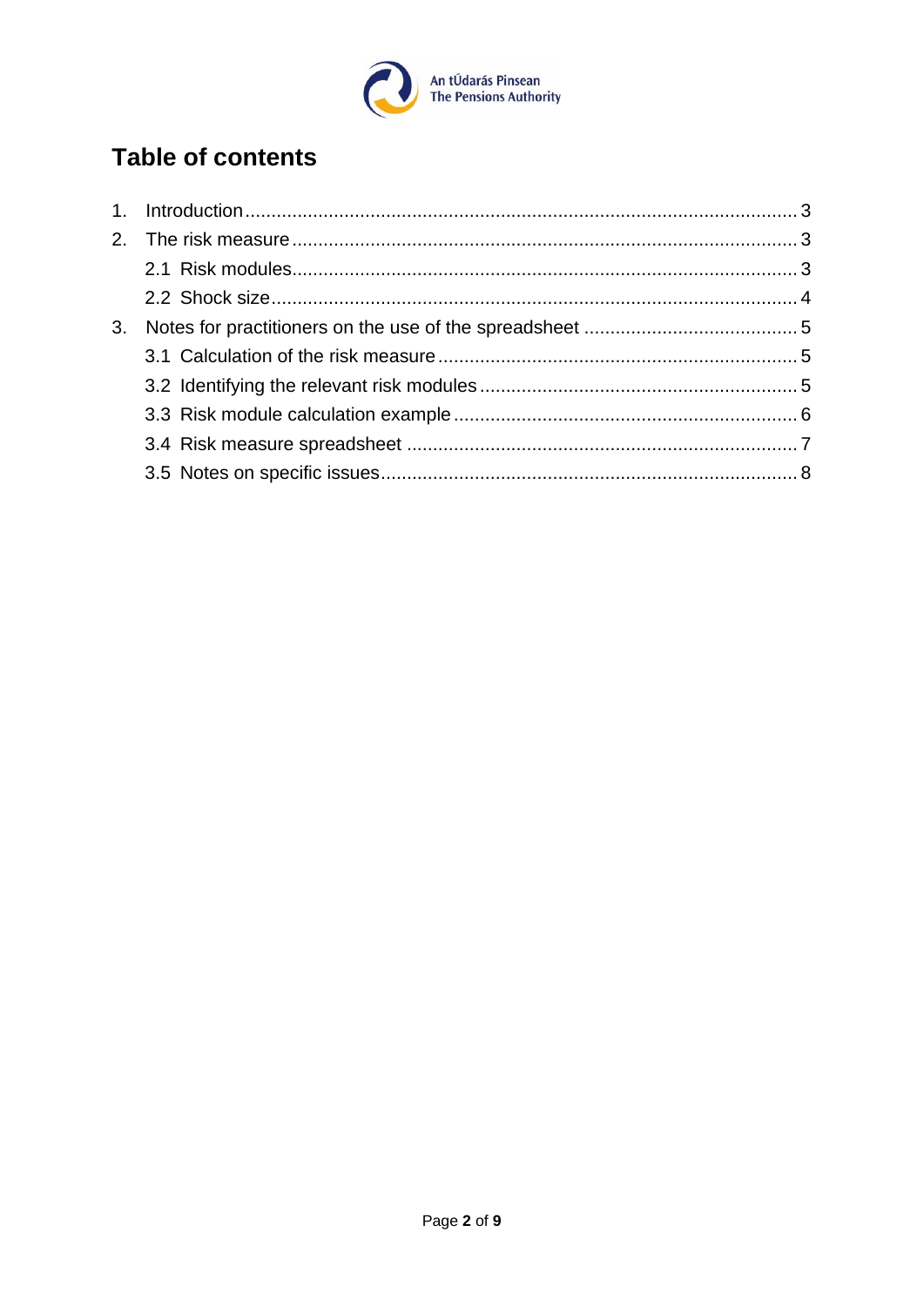# Table of contents

1. Introduction ........................................................................................................ 3
2. The risk measure ................................................................................................ 3
   - 2.1 Risk modules ................................................................................................ 3
   - 2.2 Shock size .................................................................................................... 4
3. Notes for practitioners on the use of the spreadsheet ......................................... 5
   - 3.1 Calculation of the risk measure .................................................................... 5
   - 3.2 Identifying the relevant risk modules ............................................................ 5
   - 3.3 Risk module calculation example ................................................................. 6
   - 3.4 Risk measure spreadsheet ........................................................................... 7
   - 3.5 Notes on specific issues ............................................................................... 8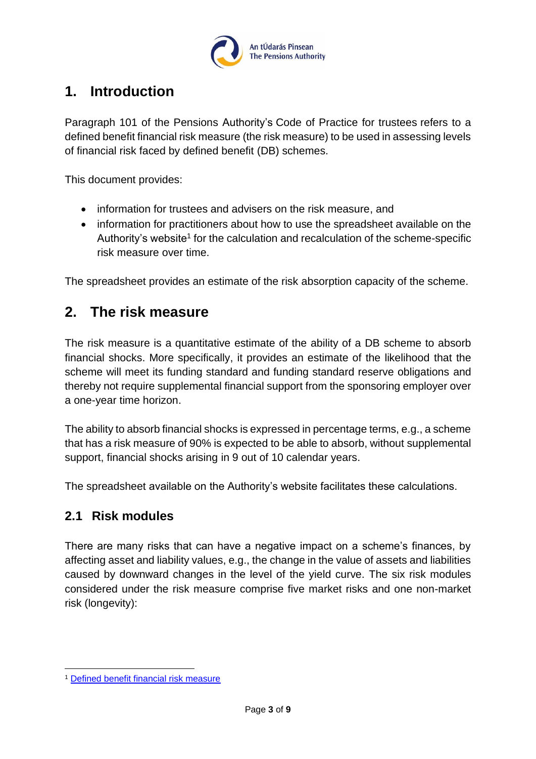# 1. Introduction

Paragraph 101 of the Pensions Authority's Code of Practice for trustees refers to a defined benefit financial risk measure (the risk measure) to be used in assessing levels of financial risk faced by defined benefit (DB) schemes.

This document provides:

- information for trustees and advisers on the risk measure, and
- information for practitioners about how to use the spreadsheet available on the Authority's website[1] for the calculation and recalculation of the scheme-specific risk measure over time.

The spreadsheet provides an estimate of the risk absorption capacity of the scheme.

# 2. The risk measure

The risk measure is a quantitative estimate of the ability of a DB scheme to absorb financial shocks. More specifically, it provides an estimate of the likelihood that the scheme will meet its funding standard and funding standard reserve obligations and thereby not require supplemental financial support from the sponsoring employer over a one-year time horizon.

The ability to absorb financial shocks is expressed in percentage terms, e.g., a scheme that has a risk measure of 90% is expected to be able to absorb, without supplemental support, financial shocks arising in 9 out of 10 calendar years.

The spreadsheet available on the Authority's website facilitates these calculations.

## 2.1 Risk modules

There are many risks that can have a negative impact on a scheme's finances, by affecting asset and liability values, e.g., the change in the value of assets and liabilities caused by downward changes in the level of the yield curve. The six risk modules considered under the risk measure comprise five market risks and one non-market risk (longevity):

[1] Defined benefit financial risk measure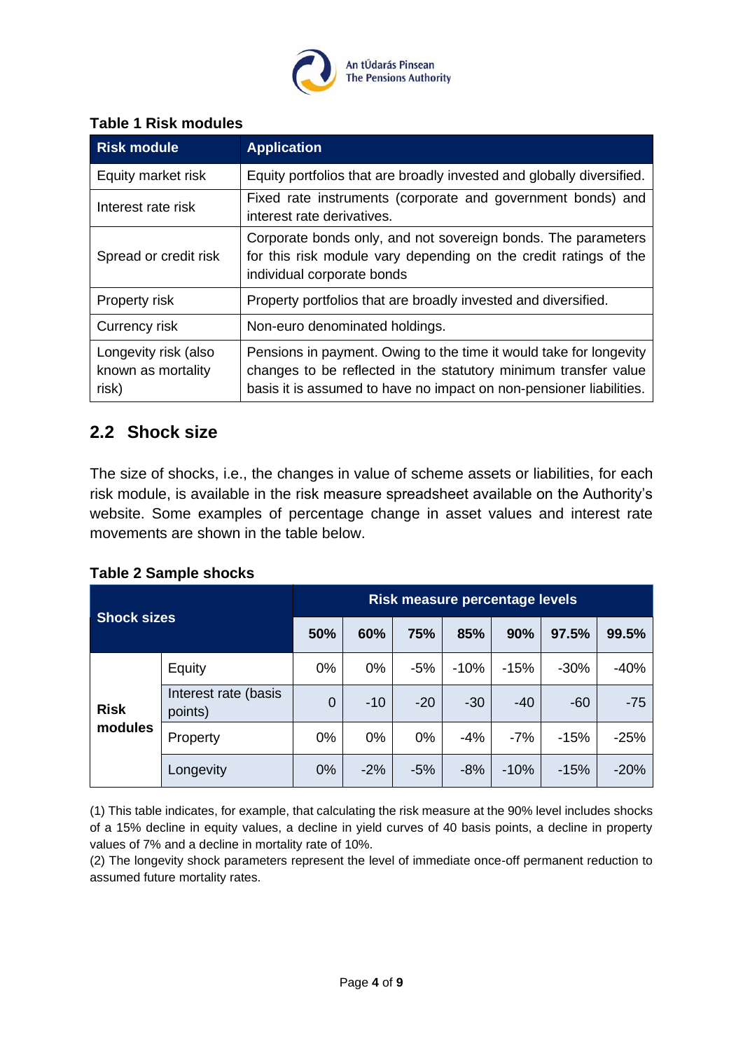**Table 1 Risk modules**

| Risk module | Application |
|---|---|
| Equity market risk | Equity portfolios that are broadly invested and globally diversified. |
| Interest rate risk | Fixed rate instruments (corporate and government bonds) and interest rate derivatives. |
| Spread or credit risk | Corporate bonds only, and not sovereign bonds. The parameters for this risk module vary depending on the credit ratings of the individual corporate bonds |
| Property risk | Property portfolios that are broadly invested and diversified. |
| Currency risk | Non-euro denominated holdings. |
| Longevity risk (also known as mortality risk) | Pensions in payment. Owing to the time it would take for longevity changes to be reflected in the statutory minimum transfer value basis it is assumed to have no impact on non-pensioner liabilities. |

## 2.2 Shock size

The size of shocks, i.e., the changes in value of scheme assets or liabilities, for each risk module, is available in the risk measure spreadsheet available on the Authority's website. Some examples of percentage change in asset values and interest rate movements are shown in the table below.

**Table 2 Sample shocks**

| Shock sizes | | Risk measure percentage levels | | | | | | |
|---|---|---|---|---|---|---|---|---|
| | | 50% | 60% | 75% | 85% | 90% | 97.5% | 99.5% |
| Risk modules | Equity | 0% | 0% | -5% | -10% | -15% | -30% | -40% |
| | Interest rate (basis points) | 0 | -10 | -20 | -30 | -40 | -60 | -75 |
| | Property | 0% | 0% | 0% | -4% | -7% | -15% | -25% |
| | Longevity | 0% | -2% | -5% | -8% | -10% | -15% | -20% |

(1) This table indicates, for example, that calculating the risk measure at the 90% level includes shocks of a 15% decline in equity values, a decline in yield curves of 40 basis points, a decline in property values of 7% and a decline in mortality rate of 10%.
(2) The longevity shock parameters represent the level of immediate once-off permanent reduction to assumed future mortality rates.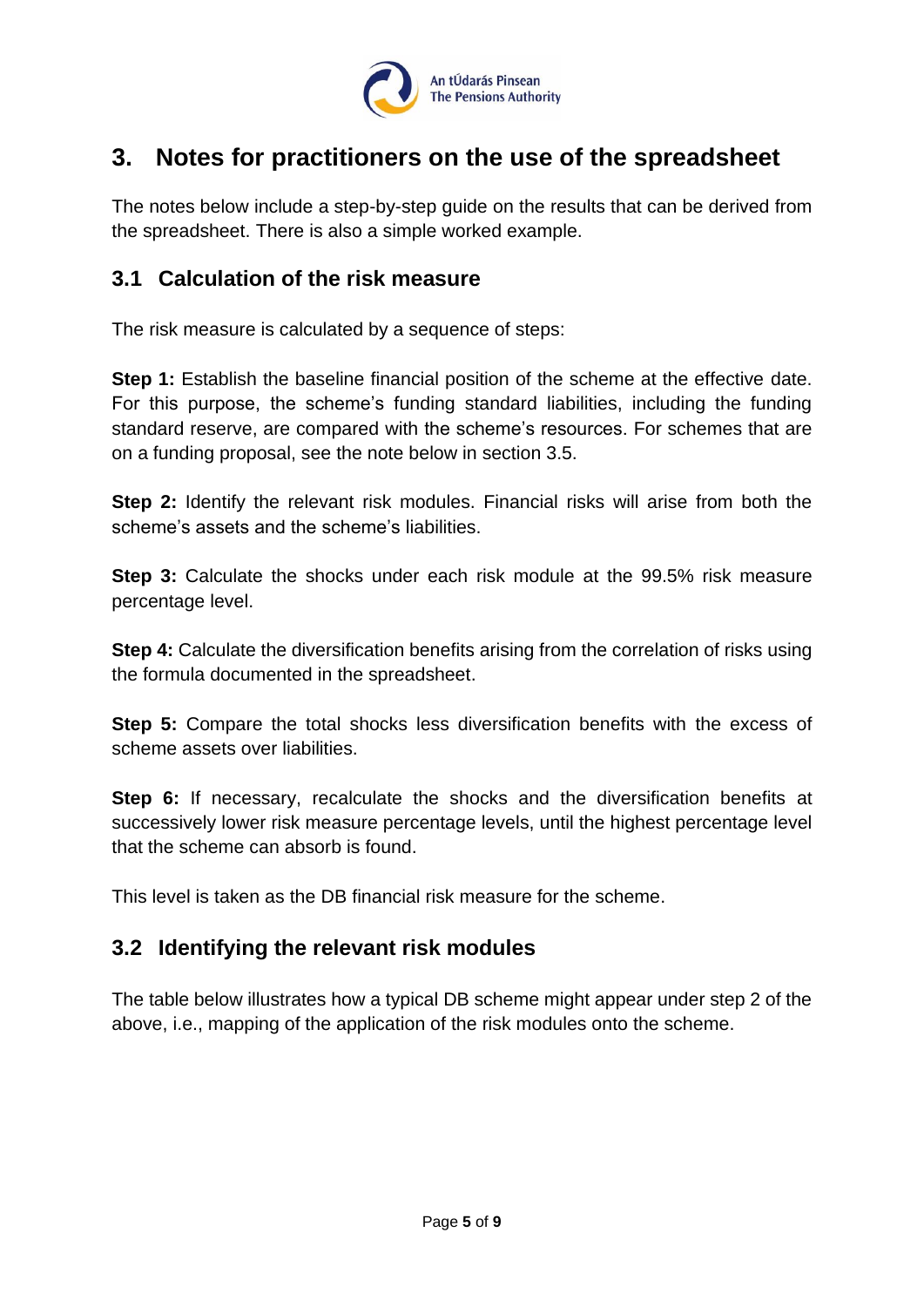## 3. Notes for practitioners on the use of the spreadsheet

The notes below include a step-by-step guide on the results that can be derived from the spreadsheet. There is also a simple worked example.

### 3.1 Calculation of the risk measure

The risk measure is calculated by a sequence of steps:

**Step 1:** Establish the baseline financial position of the scheme at the effective date. For this purpose, the scheme's funding standard liabilities, including the funding standard reserve, are compared with the scheme's resources. For schemes that are on a funding proposal, see the note below in section 3.5.

**Step 2:** Identify the relevant risk modules. Financial risks will arise from both the scheme's assets and the scheme's liabilities.

**Step 3:** Calculate the shocks under each risk module at the 99.5% risk measure percentage level.

**Step 4:** Calculate the diversification benefits arising from the correlation of risks using the formula documented in the spreadsheet.

**Step 5:** Compare the total shocks less diversification benefits with the excess of scheme assets over liabilities.

**Step 6:** If necessary, recalculate the shocks and the diversification benefits at successively lower risk measure percentage levels, until the highest percentage level that the scheme can absorb is found.

This level is taken as the DB financial risk measure for the scheme.

### 3.2 Identifying the relevant risk modules

The table below illustrates how a typical DB scheme might appear under step 2 of the above, i.e., mapping of the application of the risk modules onto the scheme.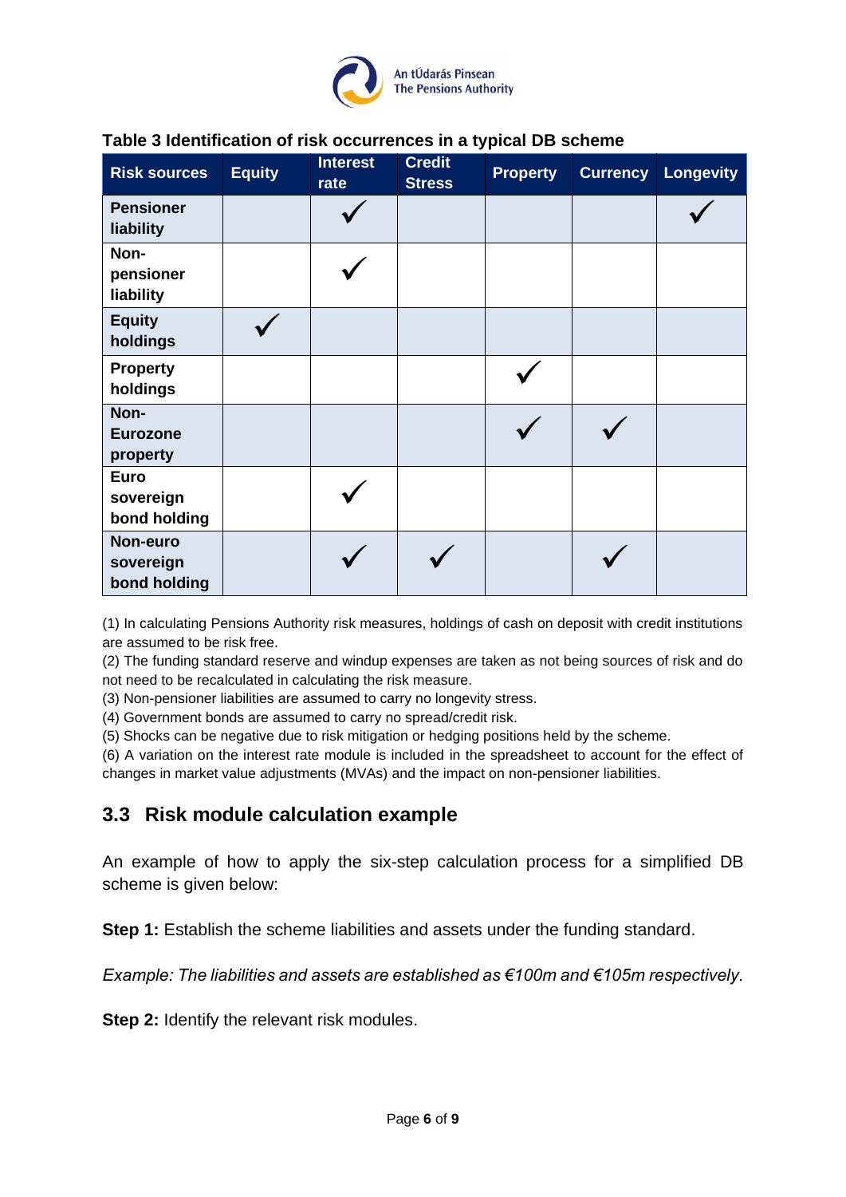**Table 3 Identification of risk occurrences in a typical DB scheme**

| Risk sources | Equity | Interest rate | Credit Stress | Property | Currency | Longevity |
|---|---|---|---|---|---|---|
| **Pensioner liability** | | ✓ | | | | ✓ |
| **Non-pensioner liability** | | ✓ | | | | |
| **Equity holdings** | ✓ | | | | | |
| **Property holdings** | | | | ✓ | | |
| **Non-Eurozone property** | | | | ✓ | ✓ | |
| **Euro sovereign bond holding** | | ✓ | | | | |
| **Non-euro sovereign bond holding** | | ✓ | ✓ | | ✓ | |

(1) In calculating Pensions Authority risk measures, holdings of cash on deposit with credit institutions are assumed to be risk free.
(2) The funding standard reserve and windup expenses are taken as not being sources of risk and do not need to be recalculated in calculating the risk measure.
(3) Non-pensioner liabilities are assumed to carry no longevity stress.
(4) Government bonds are assumed to carry no spread/credit risk.
(5) Shocks can be negative due to risk mitigation or hedging positions held by the scheme.
(6) A variation on the interest rate module is included in the spreadsheet to account for the effect of changes in market value adjustments (MVAs) and the impact on non-pensioner liabilities.

## 3.3 Risk module calculation example

An example of how to apply the six-step calculation process for a simplified DB scheme is given below:

**Step 1:** Establish the scheme liabilities and assets under the funding standard.

*Example: The liabilities and assets are established as €100m and €105m respectively.*

**Step 2:** Identify the relevant risk modules.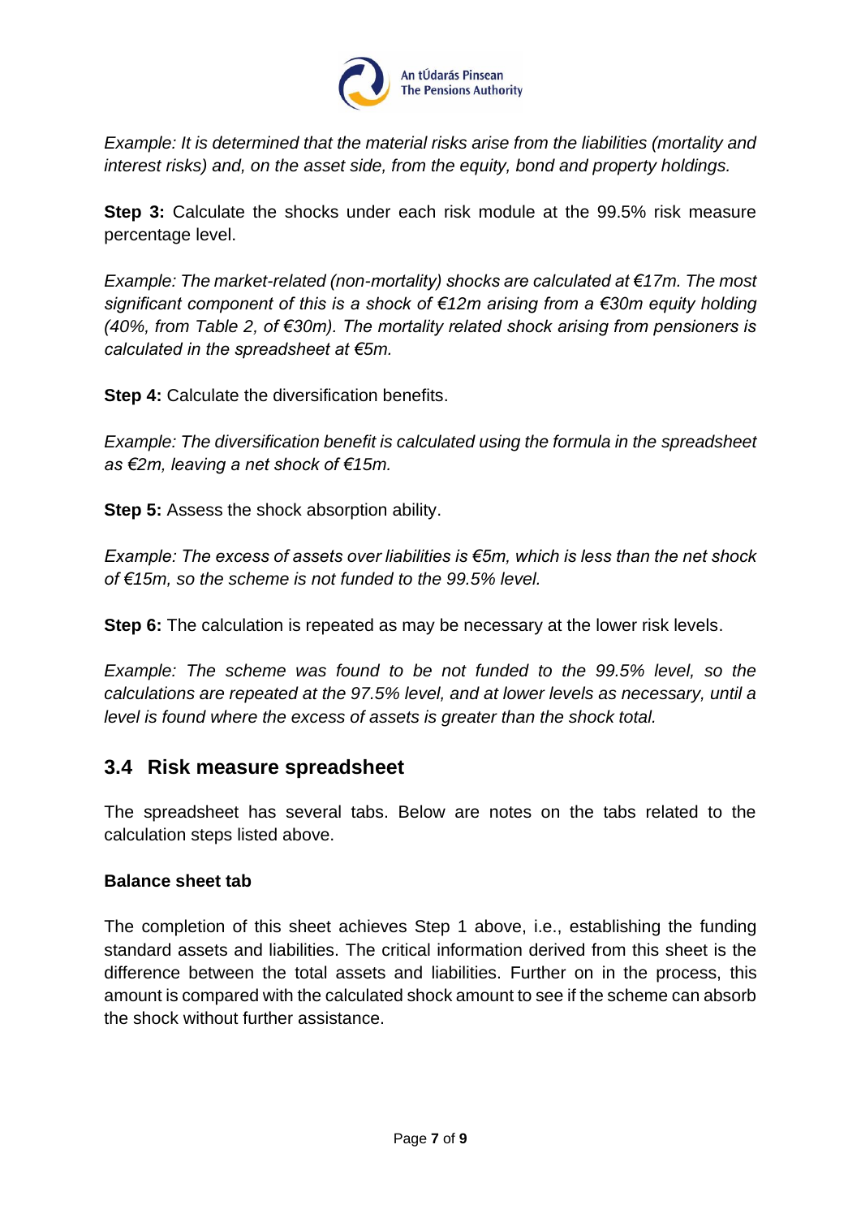*Example: It is determined that the material risks arise from the liabilities (mortality and interest risks) and, on the asset side, from the equity, bond and property holdings.*

**Step 3:** Calculate the shocks under each risk module at the 99.5% risk measure percentage level.

*Example: The market-related (non-mortality) shocks are calculated at €17m. The most significant component of this is a shock of €12m arising from a €30m equity holding (40%, from Table 2, of €30m). The mortality related shock arising from pensioners is calculated in the spreadsheet at €5m.*

**Step 4:** Calculate the diversification benefits.

*Example: The diversification benefit is calculated using the formula in the spreadsheet as €2m, leaving a net shock of €15m.*

**Step 5:** Assess the shock absorption ability.

*Example: The excess of assets over liabilities is €5m, which is less than the net shock of €15m, so the scheme is not funded to the 99.5% level.*

**Step 6:** The calculation is repeated as may be necessary at the lower risk levels.

*Example: The scheme was found to be not funded to the 99.5% level, so the calculations are repeated at the 97.5% level, and at lower levels as necessary, until a level is found where the excess of assets is greater than the shock total.*

## 3.4 Risk measure spreadsheet

The spreadsheet has several tabs. Below are notes on the tabs related to the calculation steps listed above.

**Balance sheet tab**

The completion of this sheet achieves Step 1 above, i.e., establishing the funding standard assets and liabilities. The critical information derived from this sheet is the difference between the total assets and liabilities. Further on in the process, this amount is compared with the calculated shock amount to see if the scheme can absorb the shock without further assistance.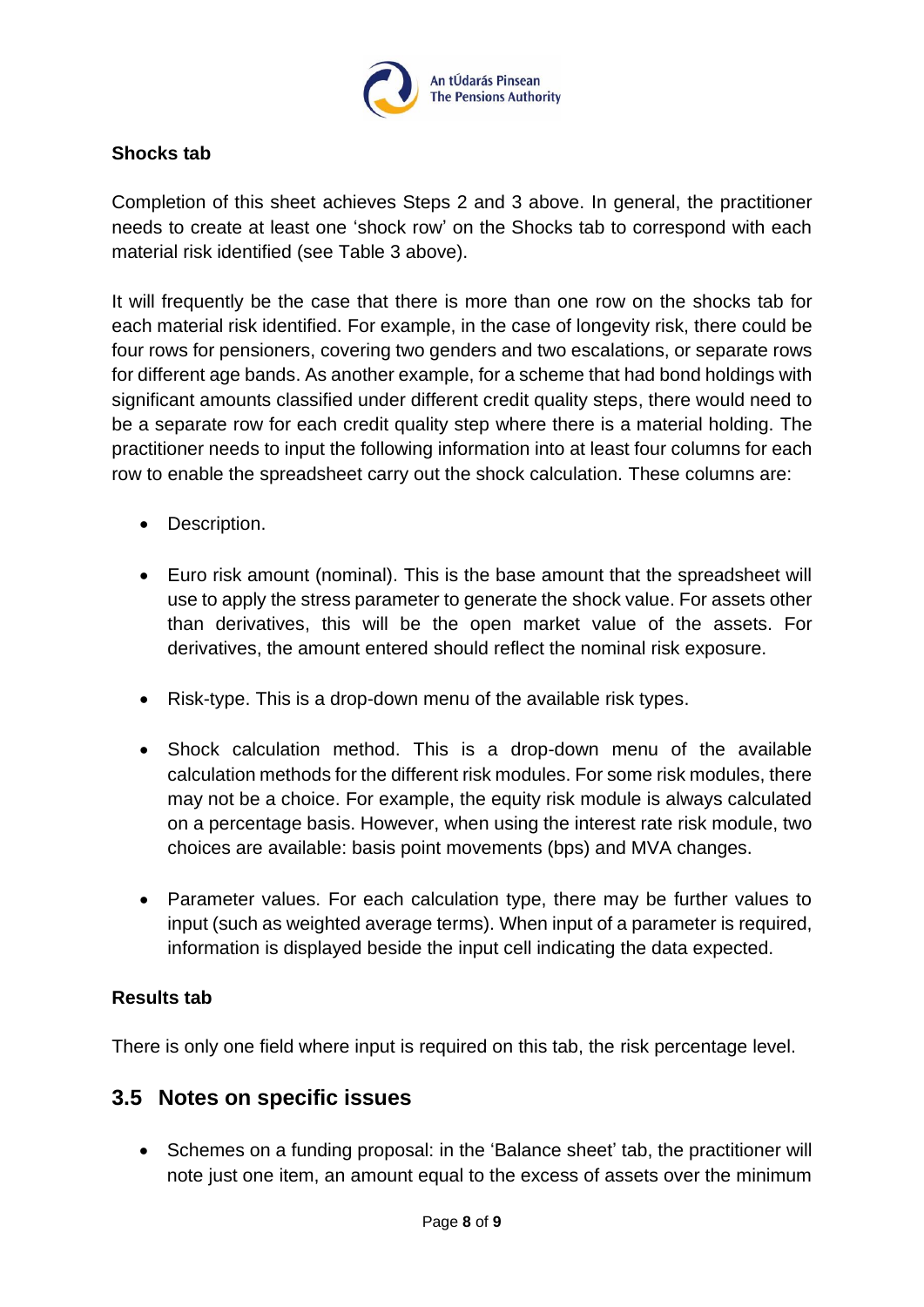**Shocks tab**

Completion of this sheet achieves Steps 2 and 3 above. In general, the practitioner needs to create at least one 'shock row' on the Shocks tab to correspond with each material risk identified (see Table 3 above).

It will frequently be the case that there is more than one row on the shocks tab for each material risk identified. For example, in the case of longevity risk, there could be four rows for pensioners, covering two genders and two escalations, or separate rows for different age bands. As another example, for a scheme that had bond holdings with significant amounts classified under different credit quality steps, there would need to be a separate row for each credit quality step where there is a material holding. The practitioner needs to input the following information into at least four columns for each row to enable the spreadsheet carry out the shock calculation. These columns are:

- Description.
- Euro risk amount (nominal). This is the base amount that the spreadsheet will use to apply the stress parameter to generate the shock value. For assets other than derivatives, this will be the open market value of the assets. For derivatives, the amount entered should reflect the nominal risk exposure.
- Risk-type. This is a drop-down menu of the available risk types.
- Shock calculation method. This is a drop-down menu of the available calculation methods for the different risk modules. For some risk modules, there may not be a choice. For example, the equity risk module is always calculated on a percentage basis. However, when using the interest rate risk module, two choices are available: basis point movements (bps) and MVA changes.
- Parameter values. For each calculation type, there may be further values to input (such as weighted average terms). When input of a parameter is required, information is displayed beside the input cell indicating the data expected.

**Results tab**

There is only one field where input is required on this tab, the risk percentage level.

## 3.5 Notes on specific issues

- Schemes on a funding proposal: in the 'Balance sheet' tab, the practitioner will note just one item, an amount equal to the excess of assets over the minimum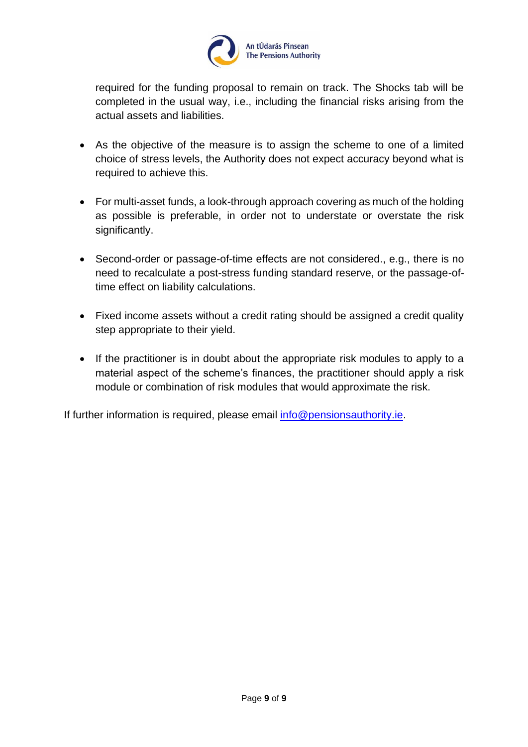required for the funding proposal to remain on track. The Shocks tab will be completed in the usual way, i.e., including the financial risks arising from the actual assets and liabilities.

- As the objective of the measure is to assign the scheme to one of a limited choice of stress levels, the Authority does not expect accuracy beyond what is required to achieve this.

- For multi-asset funds, a look-through approach covering as much of the holding as possible is preferable, in order not to understate or overstate the risk significantly.

- Second-order or passage-of-time effects are not considered., e.g., there is no need to recalculate a post-stress funding standard reserve, or the passage-of-time effect on liability calculations.

- Fixed income assets without a credit rating should be assigned a credit quality step appropriate to their yield.

- If the practitioner is in doubt about the appropriate risk modules to apply to a material aspect of the scheme's finances, the practitioner should apply a risk module or combination of risk modules that would approximate the risk.

If further information is required, please email info@pensionsauthority.ie.